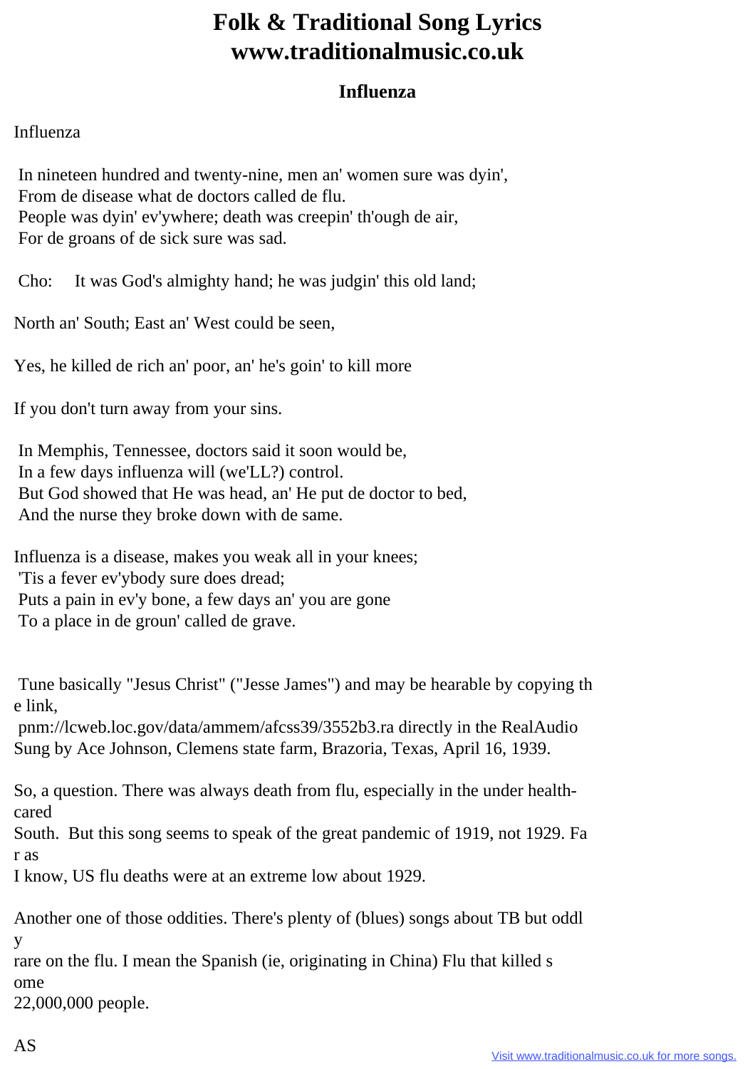# Folk & Traditional Song Lyrics www.traditionalmusic.co.uk

## Influenza

Influenza

In nineteen hundred and twenty-nine, men an' women sure was dyin',
From de disease what de doctors called de flu.
People was dyin' ev'ywhere; death was creepin' th'ough de air,
For de groans of de sick sure was sad.

Cho: It was God's almighty hand; he was judgin' this old land;

North an' South; East an' West could be seen,

Yes, he killed de rich an' poor, an' he's goin' to kill more

If you don't turn away from your sins.

In Memphis, Tennessee, doctors said it soon would be,
In a few days influenza will (we'LL?) control.
But God showed that He was head, an' He put de doctor to bed,
And the nurse they broke down with de same.

Influenza is a disease, makes you weak all in your knees;
'Tis a fever ev'ybody sure does dread;
Puts a pain in ev'y bone, a few days an' you are gone
To a place in de groun' called de grave.

Tune basically "Jesus Christ" ("Jesse James") and may be hearable by copying th
e link,
pnm://lcweb.loc.gov/data/ammem/afcss39/3552b3.ra directly in the RealAudio
Sung by Ace Johnson, Clemens state farm, Brazoria, Texas, April 16, 1939.

So, a question. There was always death from flu, especially in the under health-
cared
South. But this song seems to speak of the great pandemic of 1919, not 1929. Fa
r as
I know, US flu deaths were at an extreme low about 1929.

Another one of those oddities. There's plenty of (blues) songs about TB but oddl
y
rare on the flu. I mean the Spanish (ie, originating in China) Flu that killed s
ome
22,000,000 people.

AS